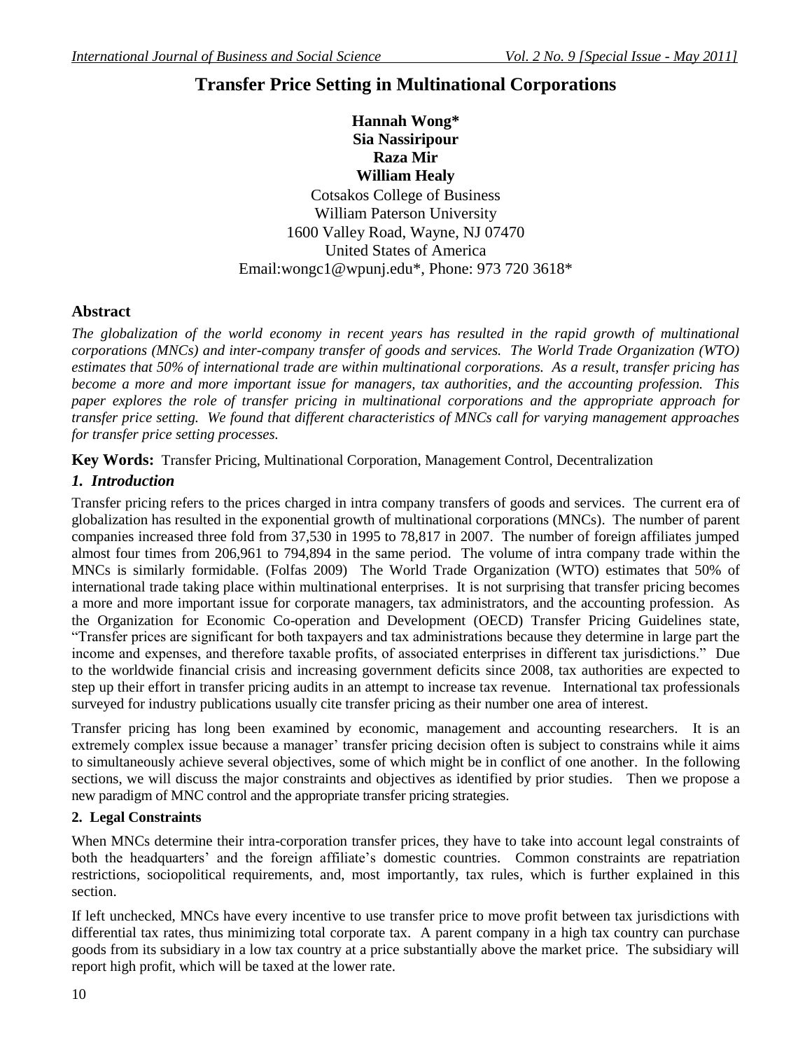# Transfer Price Setting in Multinational Corporations

**Hannah Wong***
**Sia Nassiripour**
**Raza Mir**
**William Healy**

Cotsakos College of Business
William Paterson University
1600 Valley Road, Wayne, NJ 07470
United States of America
Email:wongc1@wpunj.edu*, Phone: 973 720 3618*

## Abstract

*The globalization of the world economy in recent years has resulted in the rapid growth of multinational corporations (MNCs) and inter-company transfer of goods and services. The World Trade Organization (WTO) estimates that 50% of international trade are within multinational corporations. As a result, transfer pricing has become a more and more important issue for managers, tax authorities, and the accounting profession. This paper explores the role of transfer pricing in multinational corporations and the appropriate approach for transfer price setting. We found that different characteristics of MNCs call for varying management approaches for transfer price setting processes.*

**Key Words:** Transfer Pricing, Multinational Corporation, Management Control, Decentralization

## *1. Introduction*

Transfer pricing refers to the prices charged in intra company transfers of goods and services. The current era of globalization has resulted in the exponential growth of multinational corporations (MNCs). The number of parent companies increased three fold from 37,530 in 1995 to 78,817 in 2007. The number of foreign affiliates jumped almost four times from 206,961 to 794,894 in the same period. The volume of intra company trade within the MNCs is similarly formidable. (Folfas 2009) The World Trade Organization (WTO) estimates that 50% of international trade taking place within multinational enterprises. It is not surprising that transfer pricing becomes a more and more important issue for corporate managers, tax administrators, and the accounting profession. As the Organization for Economic Co-operation and Development (OECD) Transfer Pricing Guidelines state, "Transfer prices are significant for both taxpayers and tax administrations because they determine in large part the income and expenses, and therefore taxable profits, of associated enterprises in different tax jurisdictions." Due to the worldwide financial crisis and increasing government deficits since 2008, tax authorities are expected to step up their effort in transfer pricing audits in an attempt to increase tax revenue. International tax professionals surveyed for industry publications usually cite transfer pricing as their number one area of interest.

Transfer pricing has long been examined by economic, management and accounting researchers. It is an extremely complex issue because a manager' transfer pricing decision often is subject to constrains while it aims to simultaneously achieve several objectives, some of which might be in conflict of one another. In the following sections, we will discuss the major constraints and objectives as identified by prior studies. Then we propose a new paradigm of MNC control and the appropriate transfer pricing strategies.

### 2. Legal Constraints

When MNCs determine their intra-corporation transfer prices, they have to take into account legal constraints of both the headquarters' and the foreign affiliate's domestic countries. Common constraints are repatriation restrictions, sociopolitical requirements, and, most importantly, tax rules, which is further explained in this section.

If left unchecked, MNCs have every incentive to use transfer price to move profit between tax jurisdictions with differential tax rates, thus minimizing total corporate tax. A parent company in a high tax country can purchase goods from its subsidiary in a low tax country at a price substantially above the market price. The subsidiary will report high profit, which will be taxed at the lower rate.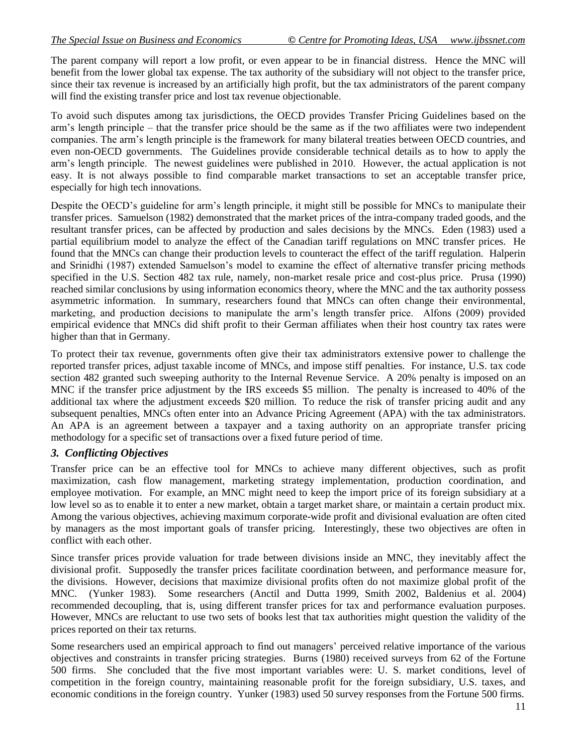The parent company will report a low profit, or even appear to be in financial distress. Hence the MNC will benefit from the lower global tax expense. The tax authority of the subsidiary will not object to the transfer price, since their tax revenue is increased by an artificially high profit, but the tax administrators of the parent company will find the existing transfer price and lost tax revenue objectionable.

To avoid such disputes among tax jurisdictions, the OECD provides Transfer Pricing Guidelines based on the arm's length principle – that the transfer price should be the same as if the two affiliates were two independent companies. The arm's length principle is the framework for many bilateral treaties between OECD countries, and even non-OECD governments. The Guidelines provide considerable technical details as to how to apply the arm's length principle. The newest guidelines were published in 2010. However, the actual application is not easy. It is not always possible to find comparable market transactions to set an acceptable transfer price, especially for high tech innovations.

Despite the OECD's guideline for arm's length principle, it might still be possible for MNCs to manipulate their transfer prices. Samuelson (1982) demonstrated that the market prices of the intra-company traded goods, and the resultant transfer prices, can be affected by production and sales decisions by the MNCs. Eden (1983) used a partial equilibrium model to analyze the effect of the Canadian tariff regulations on MNC transfer prices. He found that the MNCs can change their production levels to counteract the effect of the tariff regulation. Halperin and Srinidhi (1987) extended Samuelson's model to examine the effect of alternative transfer pricing methods specified in the U.S. Section 482 tax rule, namely, non-market resale price and cost-plus price. Prusa (1990) reached similar conclusions by using information economics theory, where the MNC and the tax authority possess asymmetric information. In summary, researchers found that MNCs can often change their environmental, marketing, and production decisions to manipulate the arm's length transfer price. Alfons (2009) provided empirical evidence that MNCs did shift profit to their German affiliates when their host country tax rates were higher than that in Germany.

To protect their tax revenue, governments often give their tax administrators extensive power to challenge the reported transfer prices, adjust taxable income of MNCs, and impose stiff penalties. For instance, U.S. tax code section 482 granted such sweeping authority to the Internal Revenue Service. A 20% penalty is imposed on an MNC if the transfer price adjustment by the IRS exceeds $5 million. The penalty is increased to 40% of the additional tax where the adjustment exceeds $20 million. To reduce the risk of transfer pricing audit and any subsequent penalties, MNCs often enter into an Advance Pricing Agreement (APA) with the tax administrators. An APA is an agreement between a taxpayer and a taxing authority on an appropriate transfer pricing methodology for a specific set of transactions over a fixed future period of time.

## *3. Conflicting Objectives*

Transfer price can be an effective tool for MNCs to achieve many different objectives, such as profit maximization, cash flow management, marketing strategy implementation, production coordination, and employee motivation. For example, an MNC might need to keep the import price of its foreign subsidiary at a low level so as to enable it to enter a new market, obtain a target market share, or maintain a certain product mix. Among the various objectives, achieving maximum corporate-wide profit and divisional evaluation are often cited by managers as the most important goals of transfer pricing. Interestingly, these two objectives are often in conflict with each other.

Since transfer prices provide valuation for trade between divisions inside an MNC, they inevitably affect the divisional profit. Supposedly the transfer prices facilitate coordination between, and performance measure for, the divisions. However, decisions that maximize divisional profits often do not maximize global profit of the MNC. (Yunker 1983). Some researchers (Anctil and Dutta 1999, Smith 2002, Baldenius et al. 2004) recommended decoupling, that is, using different transfer prices for tax and performance evaluation purposes. However, MNCs are reluctant to use two sets of books lest that tax authorities might question the validity of the prices reported on their tax returns.

Some researchers used an empirical approach to find out managers' perceived relative importance of the various objectives and constraints in transfer pricing strategies. Burns (1980) received surveys from 62 of the Fortune 500 firms. She concluded that the five most important variables were: U. S. market conditions, level of competition in the foreign country, maintaining reasonable profit for the foreign subsidiary, U.S. taxes, and economic conditions in the foreign country. Yunker (1983) used 50 survey responses from the Fortune 500 firms.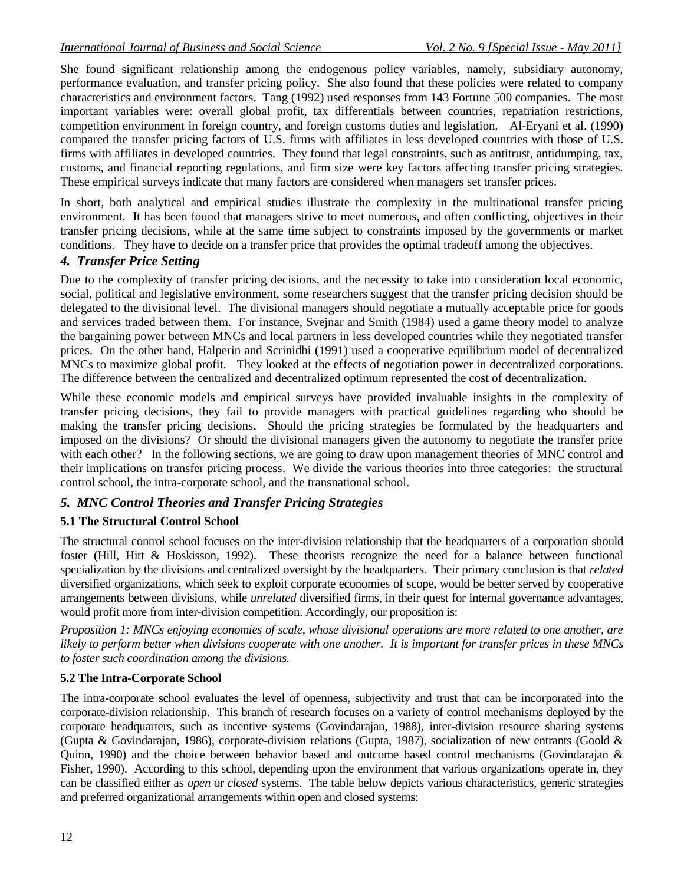She found significant relationship among the endogenous policy variables, namely, subsidiary autonomy, performance evaluation, and transfer pricing policy. She also found that these policies were related to company characteristics and environment factors. Tang (1992) used responses from 143 Fortune 500 companies. The most important variables were: overall global profit, tax differentials between countries, repatriation restrictions, competition environment in foreign country, and foreign customs duties and legislation. Al-Eryani et al. (1990) compared the transfer pricing factors of U.S. firms with affiliates in less developed countries with those of U.S. firms with affiliates in developed countries. They found that legal constraints, such as antitrust, antidumping, tax, customs, and financial reporting regulations, and firm size were key factors affecting transfer pricing strategies. These empirical surveys indicate that many factors are considered when managers set transfer prices.

In short, both analytical and empirical studies illustrate the complexity in the multinational transfer pricing environment. It has been found that managers strive to meet numerous, and often conflicting, objectives in their transfer pricing decisions, while at the same time subject to constraints imposed by the governments or market conditions. They have to decide on a transfer price that provides the optimal tradeoff among the objectives.

## *4. Transfer Price Setting*

Due to the complexity of transfer pricing decisions, and the necessity to take into consideration local economic, social, political and legislative environment, some researchers suggest that the transfer pricing decision should be delegated to the divisional level. The divisional managers should negotiate a mutually acceptable price for goods and services traded between them. For instance, Svejnar and Smith (1984) used a game theory model to analyze the bargaining power between MNCs and local partners in less developed countries while they negotiated transfer prices. On the other hand, Halperin and Scrinidhi (1991) used a cooperative equilibrium model of decentralized MNCs to maximize global profit. They looked at the effects of negotiation power in decentralized corporations. The difference between the centralized and decentralized optimum represented the cost of decentralization.

While these economic models and empirical surveys have provided invaluable insights in the complexity of transfer pricing decisions, they fail to provide managers with practical guidelines regarding who should be making the transfer pricing decisions. Should the pricing strategies be formulated by the headquarters and imposed on the divisions? Or should the divisional managers given the autonomy to negotiate the transfer price with each other? In the following sections, we are going to draw upon management theories of MNC control and their implications on transfer pricing process. We divide the various theories into three categories: the structural control school, the intra-corporate school, and the transnational school.

## *5. MNC Control Theories and Transfer Pricing Strategies*

### 5.1 The Structural Control School

The structural control school focuses on the inter-division relationship that the headquarters of a corporation should foster (Hill, Hitt & Hoskisson, 1992). These theorists recognize the need for a balance between functional specialization by the divisions and centralized oversight by the headquarters. Their primary conclusion is that *related* diversified organizations, which seek to exploit corporate economies of scope, would be better served by cooperative arrangements between divisions, while *unrelated* diversified firms, in their quest for internal governance advantages, would profit more from inter-division competition. Accordingly, our proposition is:

*Proposition 1: MNCs enjoying economies of scale, whose divisional operations are more related to one another, are likely to perform better when divisions cooperate with one another. It is important for transfer prices in these MNCs to foster such coordination among the divisions.*

### 5.2 The Intra-Corporate School

The intra-corporate school evaluates the level of openness, subjectivity and trust that can be incorporated into the corporate-division relationship. This branch of research focuses on a variety of control mechanisms deployed by the corporate headquarters, such as incentive systems (Govindarajan, 1988), inter-division resource sharing systems (Gupta & Govindarajan, 1986), corporate-division relations (Gupta, 1987), socialization of new entrants (Goold & Quinn, 1990) and the choice between behavior based and outcome based control mechanisms (Govindarajan & Fisher, 1990). According to this school, depending upon the environment that various organizations operate in, they can be classified either as *open* or *closed* systems. The table below depicts various characteristics, generic strategies and preferred organizational arrangements within open and closed systems: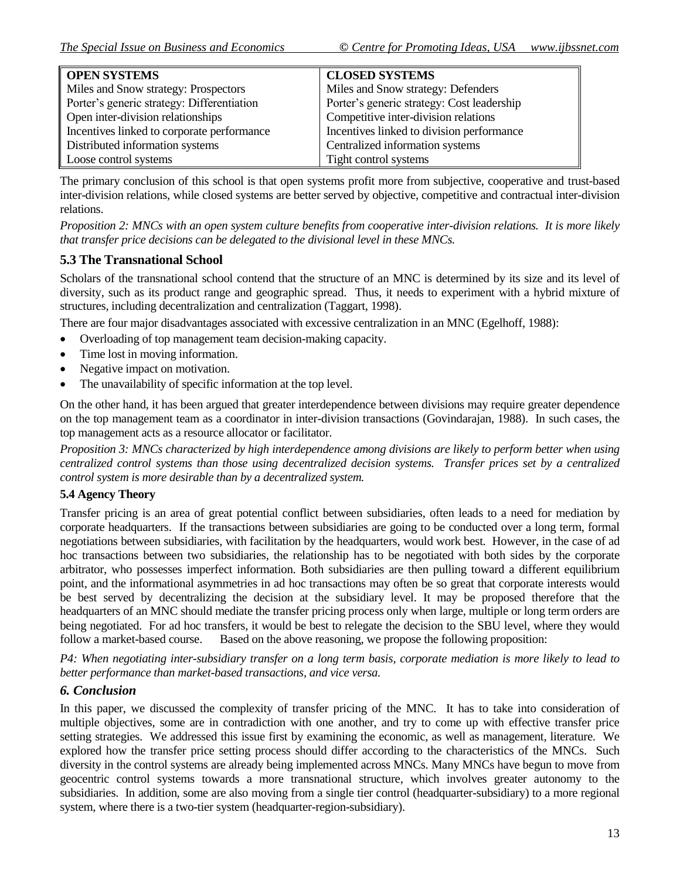| OPEN SYSTEMS | CLOSED SYSTEMS |
|---|---|
| Miles and Snow strategy: Prospectors | Miles and Snow strategy: Defenders |
| Porter's generic strategy: Differentiation | Porter's generic strategy: Cost leadership |
| Open inter-division relationships | Competitive inter-division relations |
| Incentives linked to corporate performance | Incentives linked to division performance |
| Distributed information systems | Centralized information systems |
| Loose control systems | Tight control systems |

The primary conclusion of this school is that open systems profit more from subjective, cooperative and trust-based inter-division relations, while closed systems are better served by objective, competitive and contractual inter-division relations.

*Proposition 2: MNCs with an open system culture benefits from cooperative inter-division relations. It is more likely that transfer price decisions can be delegated to the divisional level in these MNCs.*

## 5.3 The Transnational School

Scholars of the transnational school contend that the structure of an MNC is determined by its size and its level of diversity, such as its product range and geographic spread. Thus, it needs to experiment with a hybrid mixture of structures, including decentralization and centralization (Taggart, 1998).

There are four major disadvantages associated with excessive centralization in an MNC (Egelhoff, 1988):

- Overloading of top management team decision-making capacity.
- Time lost in moving information.
- Negative impact on motivation.
- The unavailability of specific information at the top level.

On the other hand, it has been argued that greater interdependence between divisions may require greater dependence on the top management team as a coordinator in inter-division transactions (Govindarajan, 1988). In such cases, the top management acts as a resource allocator or facilitator.

*Proposition 3: MNCs characterized by high interdependence among divisions are likely to perform better when using centralized control systems than those using decentralized decision systems. Transfer prices set by a centralized control system is more desirable than by a decentralized system.*

### 5.4 Agency Theory

Transfer pricing is an area of great potential conflict between subsidiaries, often leads to a need for mediation by corporate headquarters. If the transactions between subsidiaries are going to be conducted over a long term, formal negotiations between subsidiaries, with facilitation by the headquarters, would work best. However, in the case of ad hoc transactions between two subsidiaries, the relationship has to be negotiated with both sides by the corporate arbitrator, who possesses imperfect information. Both subsidiaries are then pulling toward a different equilibrium point, and the informational asymmetries in ad hoc transactions may often be so great that corporate interests would be best served by decentralizing the decision at the subsidiary level. It may be proposed therefore that the headquarters of an MNC should mediate the transfer pricing process only when large, multiple or long term orders are being negotiated. For ad hoc transfers, it would be best to relegate the decision to the SBU level, where they would follow a market-based course. Based on the above reasoning, we propose the following proposition:

*P4: When negotiating inter-subsidiary transfer on a long term basis, corporate mediation is more likely to lead to better performance than market-based transactions, and vice versa.*

## *6. Conclusion*

In this paper, we discussed the complexity of transfer pricing of the MNC. It has to take into consideration of multiple objectives, some are in contradiction with one another, and try to come up with effective transfer price setting strategies. We addressed this issue first by examining the economic, as well as management, literature. We explored how the transfer price setting process should differ according to the characteristics of the MNCs. Such diversity in the control systems are already being implemented across MNCs. Many MNCs have begun to move from geocentric control systems towards a more transnational structure, which involves greater autonomy to the subsidiaries. In addition, some are also moving from a single tier control (headquarter-subsidiary) to a more regional system, where there is a two-tier system (headquarter-region-subsidiary).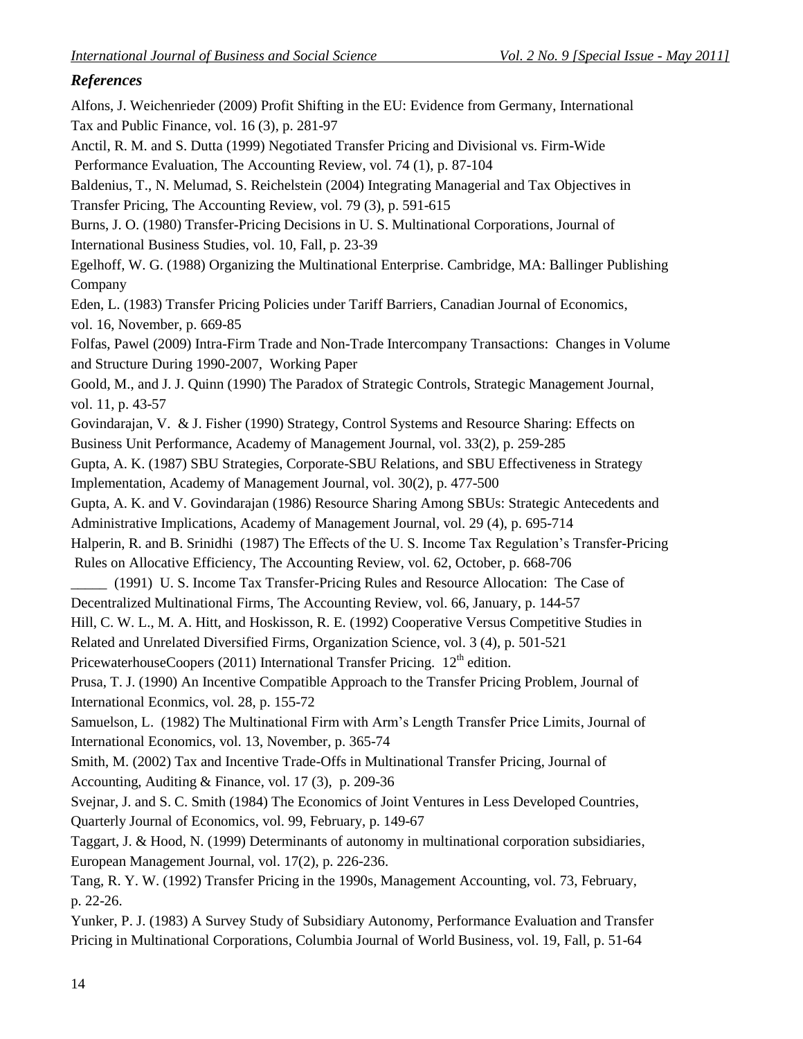## *References*

Alfons, J. Weichenrieder (2009) Profit Shifting in the EU: Evidence from Germany, International Tax and Public Finance, vol. 16 (3), p. 281-97

Anctil, R. M. and S. Dutta (1999) Negotiated Transfer Pricing and Divisional vs. Firm-Wide Performance Evaluation, The Accounting Review, vol. 74 (1), p. 87-104

Baldenius, T., N. Melumad, S. Reichelstein (2004) Integrating Managerial and Tax Objectives in Transfer Pricing, The Accounting Review, vol. 79 (3), p. 591-615

Burns, J. O. (1980) Transfer-Pricing Decisions in U. S. Multinational Corporations, Journal of International Business Studies, vol. 10, Fall, p. 23-39

Egelhoff, W. G. (1988) Organizing the Multinational Enterprise. Cambridge, MA: Ballinger Publishing Company

Eden, L. (1983) Transfer Pricing Policies under Tariff Barriers, Canadian Journal of Economics, vol. 16, November, p. 669-85

Folfas, Pawel (2009) Intra-Firm Trade and Non-Trade Intercompany Transactions: Changes in Volume and Structure During 1990-2007, Working Paper

Goold, M., and J. J. Quinn (1990) The Paradox of Strategic Controls, Strategic Management Journal, vol. 11, p. 43-57

Govindarajan, V. & J. Fisher (1990) Strategy, Control Systems and Resource Sharing: Effects on Business Unit Performance, Academy of Management Journal, vol. 33(2), p. 259-285

Gupta, A. K. (1987) SBU Strategies, Corporate-SBU Relations, and SBU Effectiveness in Strategy Implementation, Academy of Management Journal, vol. 30(2), p. 477-500

Gupta, A. K. and V. Govindarajan (1986) Resource Sharing Among SBUs: Strategic Antecedents and Administrative Implications, Academy of Management Journal, vol. 29 (4), p. 695-714

Halperin, R. and B. Srinidhi (1987) The Effects of the U. S. Income Tax Regulation's Transfer-Pricing Rules on Allocative Efficiency, The Accounting Review, vol. 62, October, p. 668-706

_____ (1991) U. S. Income Tax Transfer-Pricing Rules and Resource Allocation: The Case of Decentralized Multinational Firms, The Accounting Review, vol. 66, January, p. 144-57

Hill, C. W. L., M. A. Hitt, and Hoskisson, R. E. (1992) Cooperative Versus Competitive Studies in Related and Unrelated Diversified Firms, Organization Science, vol. 3 (4), p. 501-521

PricewaterhouseCoopers (2011) International Transfer Pricing. 12th edition.

Prusa, T. J. (1990) An Incentive Compatible Approach to the Transfer Pricing Problem, Journal of International Econmics, vol. 28, p. 155-72

Samuelson, L. (1982) The Multinational Firm with Arm's Length Transfer Price Limits, Journal of International Economics, vol. 13, November, p. 365-74

Smith, M. (2002) Tax and Incentive Trade-Offs in Multinational Transfer Pricing, Journal of Accounting, Auditing & Finance, vol. 17 (3), p. 209-36

Svejnar, J. and S. C. Smith (1984) The Economics of Joint Ventures in Less Developed Countries, Quarterly Journal of Economics, vol. 99, February, p. 149-67

Taggart, J. & Hood, N. (1999) Determinants of autonomy in multinational corporation subsidiaries, European Management Journal, vol. 17(2), p. 226-236.

Tang, R. Y. W. (1992) Transfer Pricing in the 1990s, Management Accounting, vol. 73, February, p. 22-26.

Yunker, P. J. (1983) A Survey Study of Subsidiary Autonomy, Performance Evaluation and Transfer Pricing in Multinational Corporations, Columbia Journal of World Business, vol. 19, Fall, p. 51-64